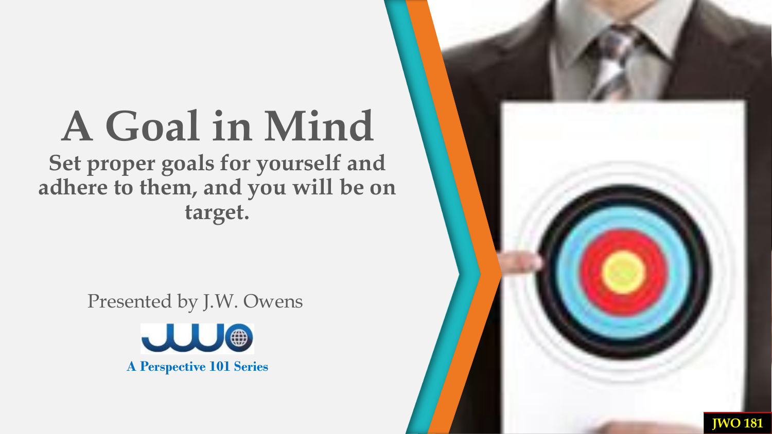# A Goal in Mind

**Set proper goals for yourself and adhere to them, and you will be on target.**

Presented by J.W. Owens

**A Perspective 101 Series**

**JWO 181**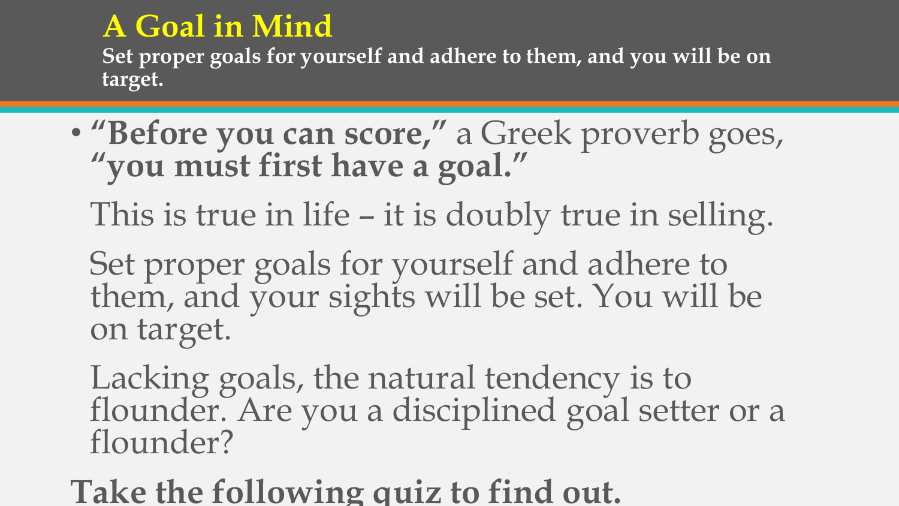# A Goal in Mind

**Set proper goals for yourself and adhere to them, and you will be on target.**

- **"Before you can score,"** a Greek proverb goes, **"you must first have a goal."**

  This is true in life – it is doubly true in selling.

  Set proper goals for yourself and adhere to them, and your sights will be set. You will be on target.

  Lacking goals, the natural tendency is to flounder. Are you a disciplined goal setter or a flounder?

**Take the following quiz to find out.**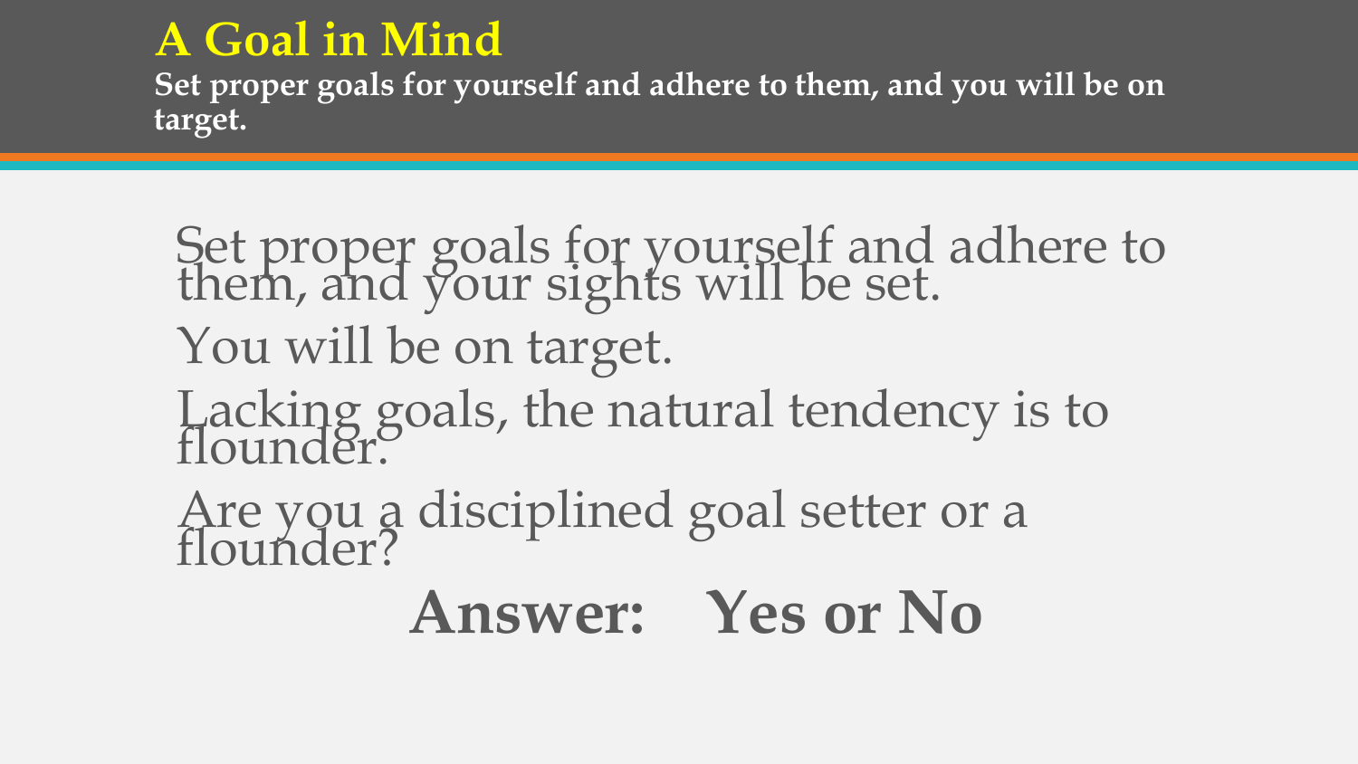# A Goal in Mind

**Set proper goals for yourself and adhere to them, and you will be on target.**

Set proper goals for yourself and adhere to them, and your sights will be set.

You will be on target.

Lacking goals, the natural tendency is to flounder.

Are you a disciplined goal setter or a flounder?

**Answer: Yes or No**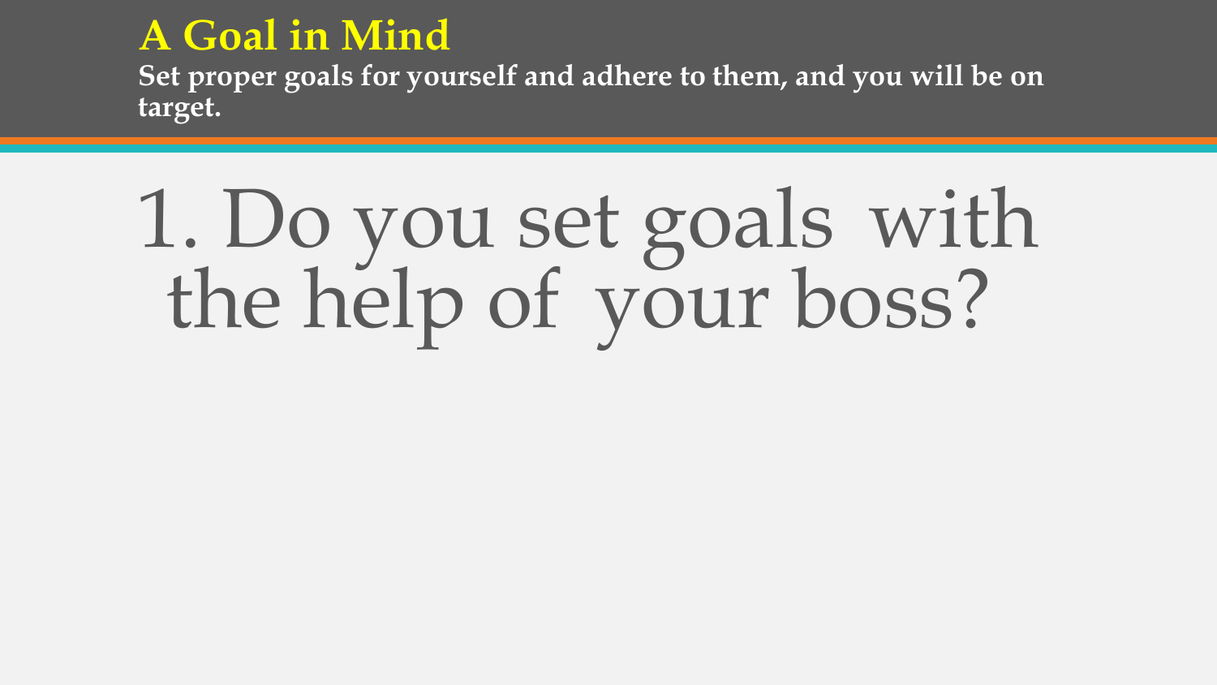# A Goal in Mind

**Set proper goals for yourself and adhere to them, and you will be on target.**

1. Do you set goals with the help of your boss?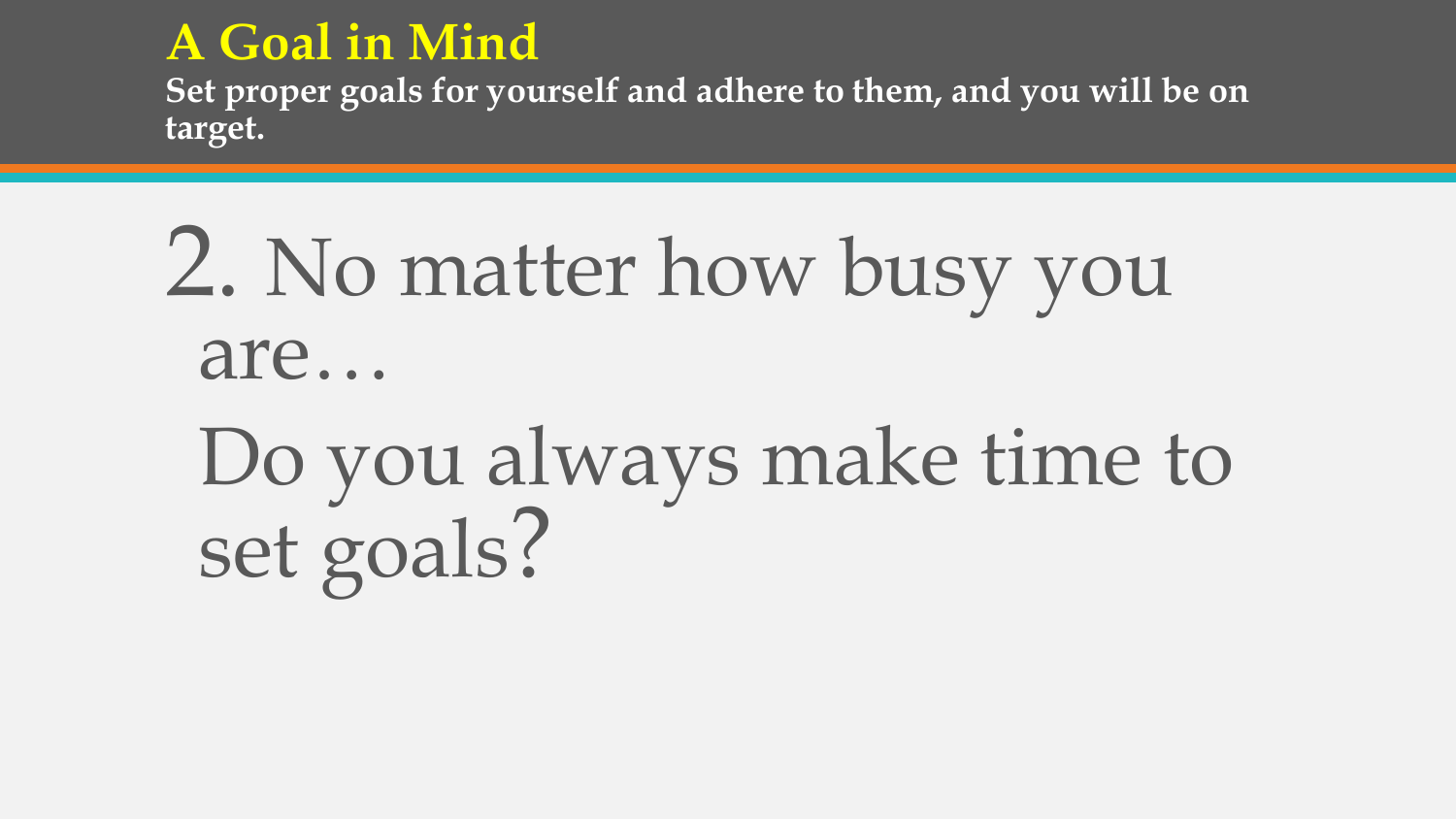# A Goal in Mind

**Set proper goals for yourself and adhere to them, and you will be on target.**

2. No matter how busy you are…

Do you always make time to set goals?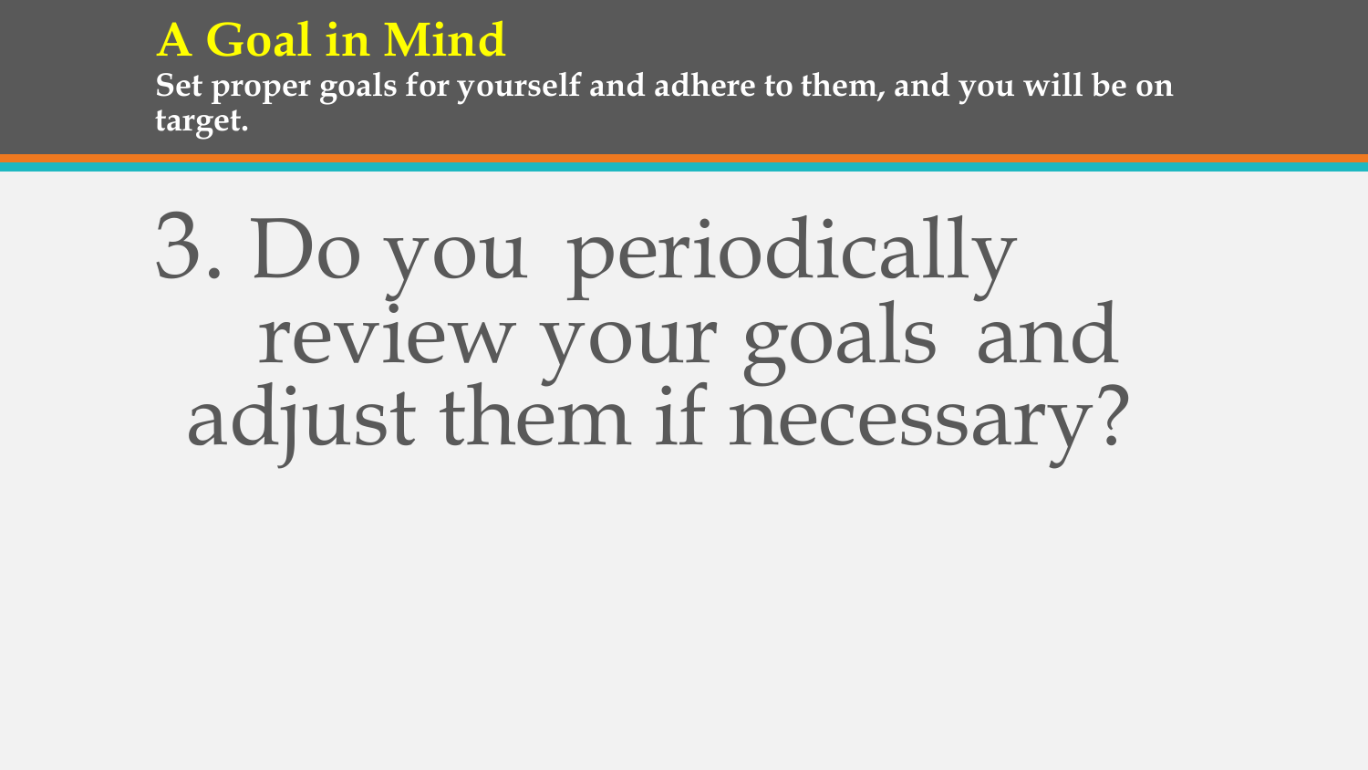# A Goal in Mind

**Set proper goals for yourself and adhere to them, and you will be on target.**

3. Do you periodically review your goals and adjust them if necessary?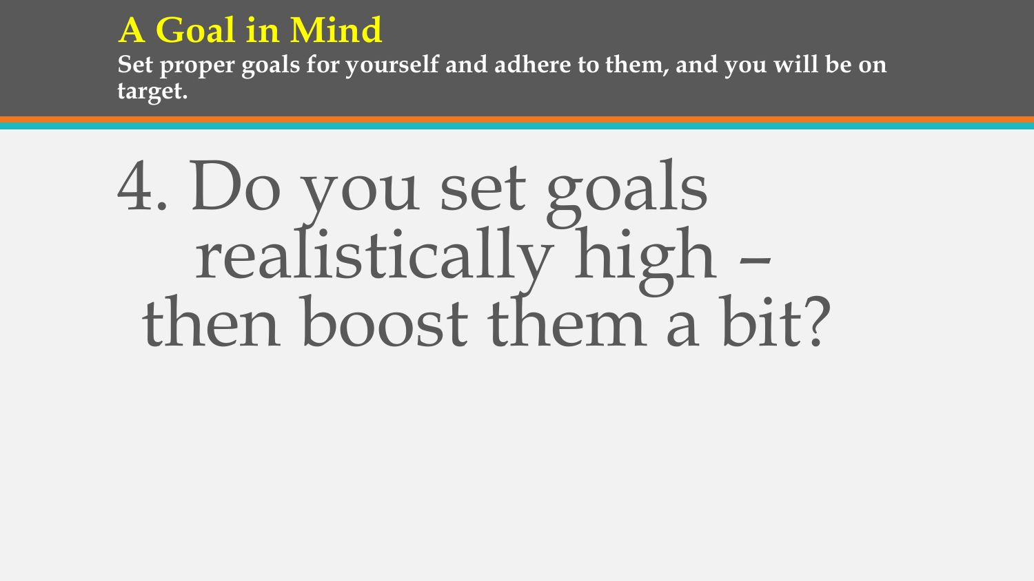# A Goal in Mind

**Set proper goals for yourself and adhere to them, and you will be on target.**

4. Do you set goals realistically high – then boost them a bit?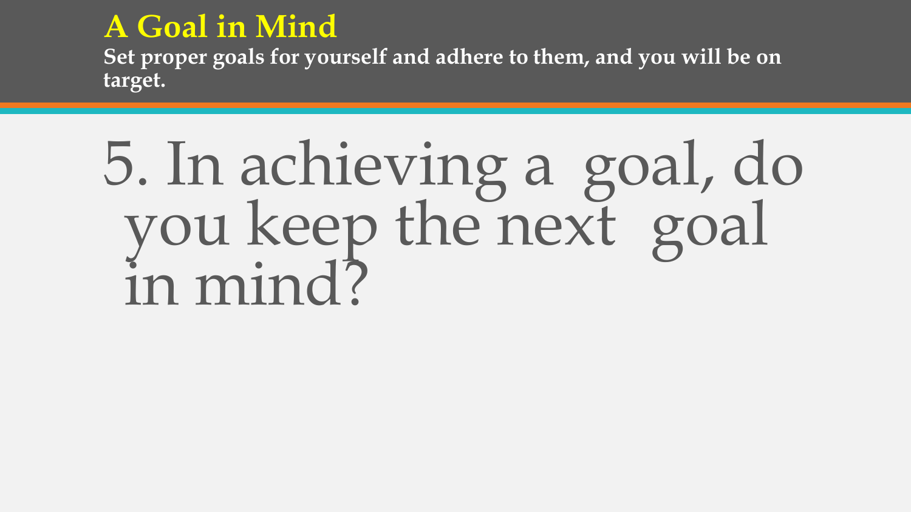# A Goal in Mind

**Set proper goals for yourself and adhere to them, and you will be on target.**

5. In achieving a goal, do you keep the next goal in mind?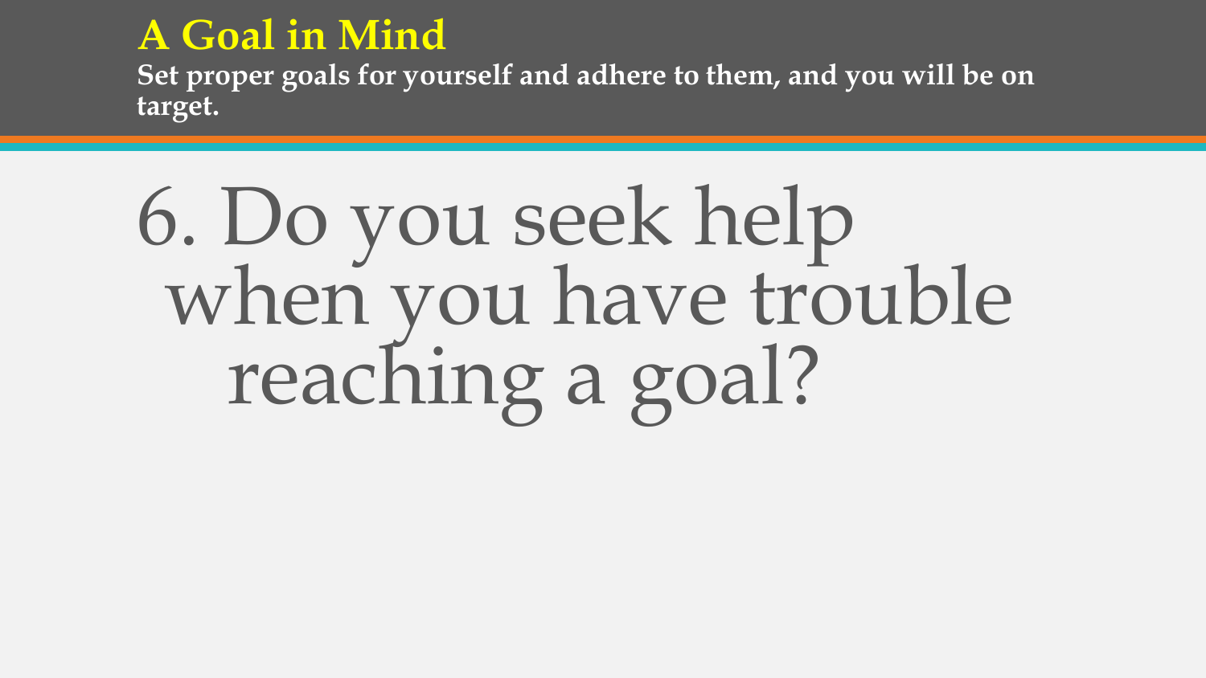# A Goal in Mind

**Set proper goals for yourself and adhere to them, and you will be on target.**

6. Do you seek help when you have trouble reaching a goal?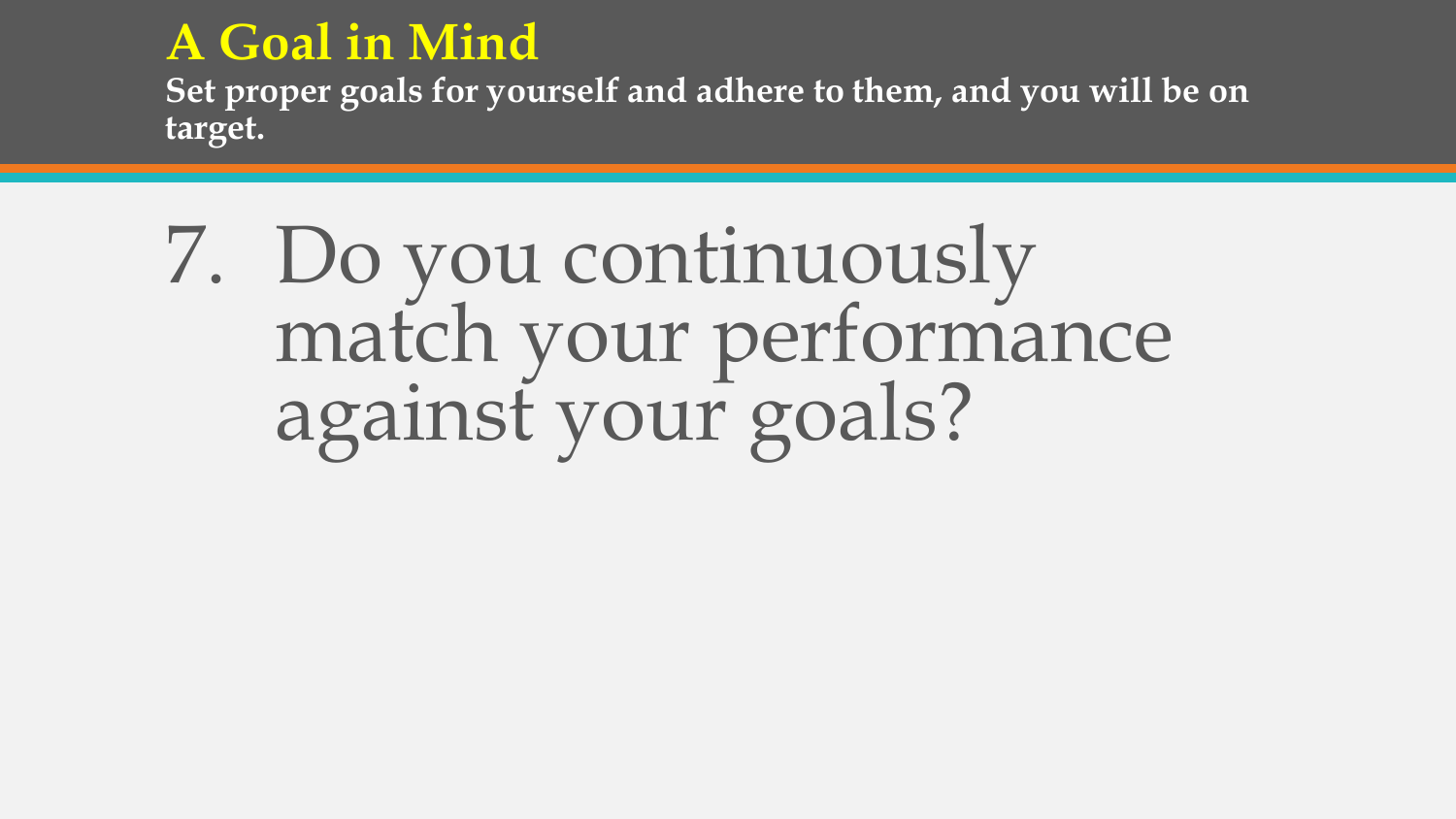# A Goal in Mind

**Set proper goals for yourself and adhere to them, and you will be on target.**

7. Do you continuously match your performance against your goals?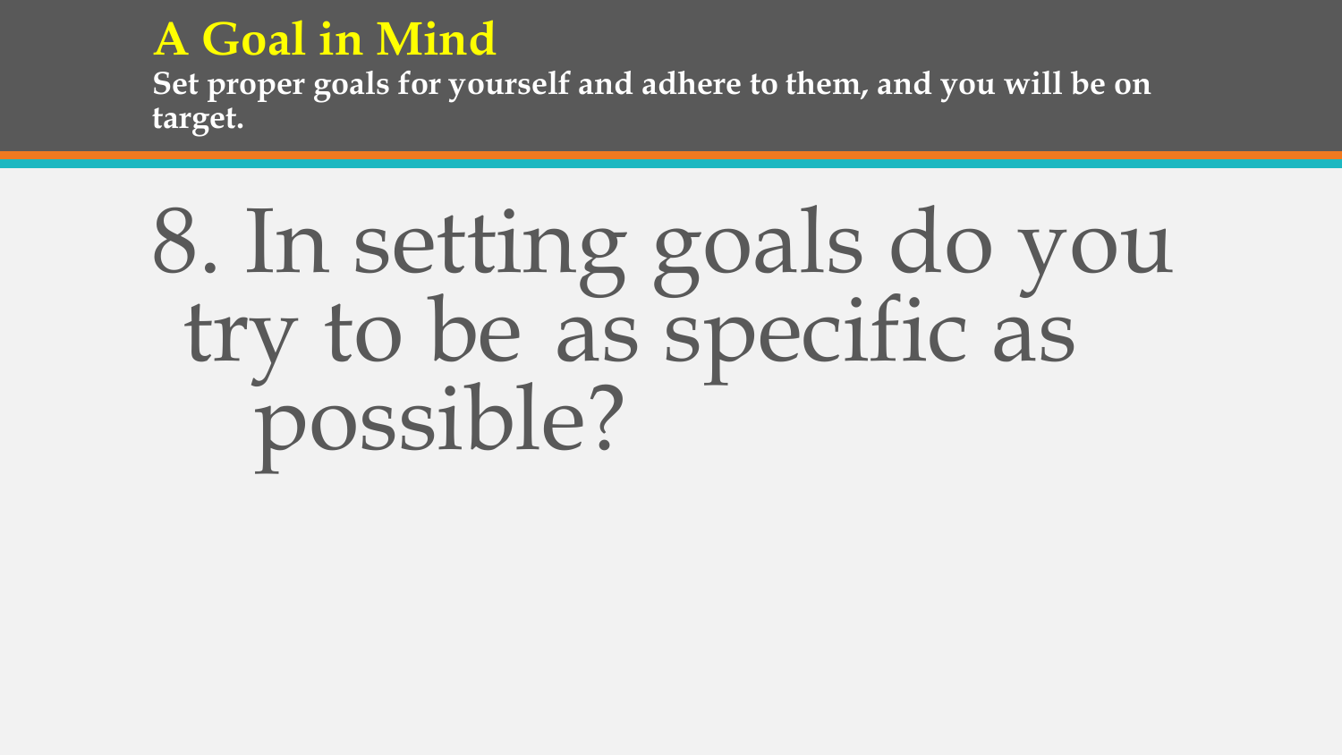# A Goal in Mind

**Set proper goals for yourself and adhere to them, and you will be on target.**

8. In setting goals do you try to be as specific as possible?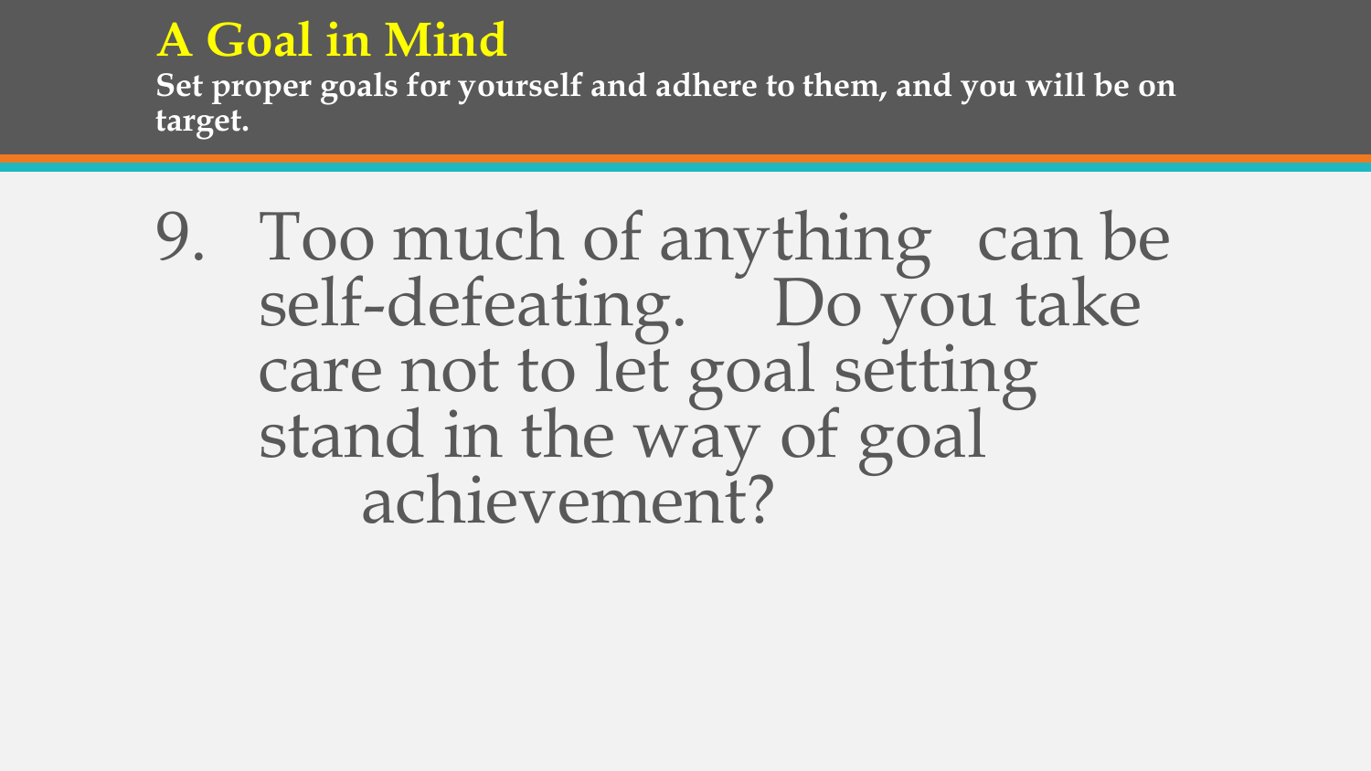## A Goal in Mind

**Set proper goals for yourself and adhere to them, and you will be on target.**

9. Too much of anything can be self-defeating. Do you take care not to let goal setting stand in the way of goal achievement?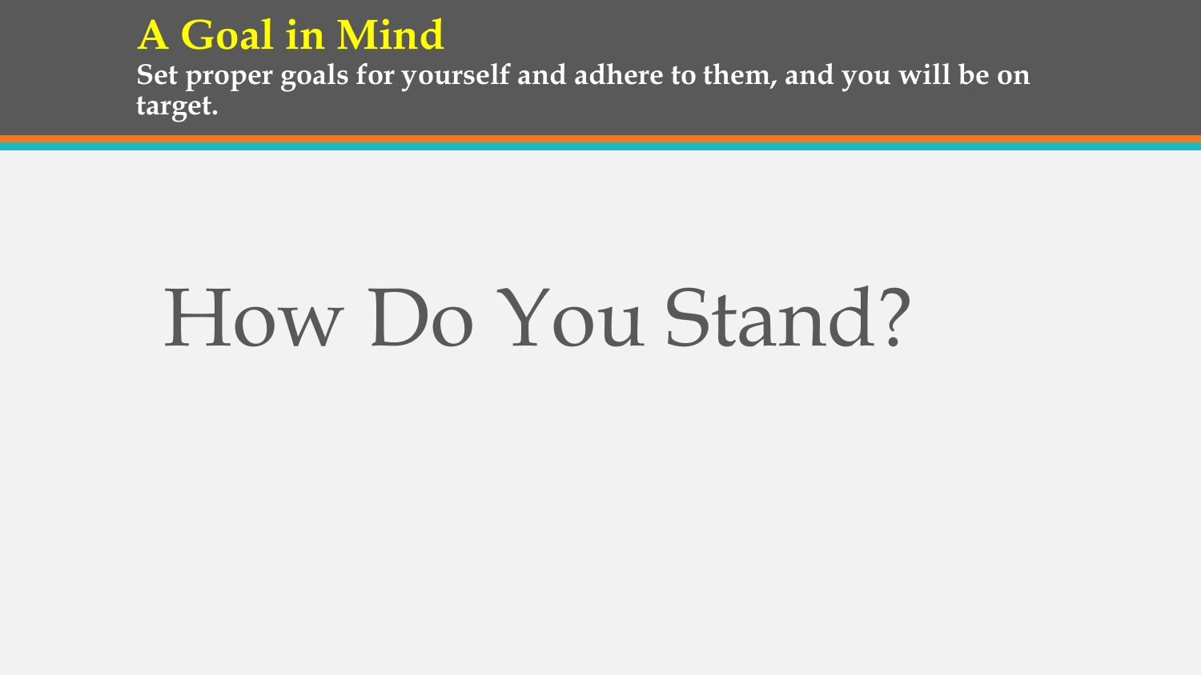# A Goal in Mind

**Set proper goals for yourself and adhere to them, and you will be on target.**

## How Do You Stand?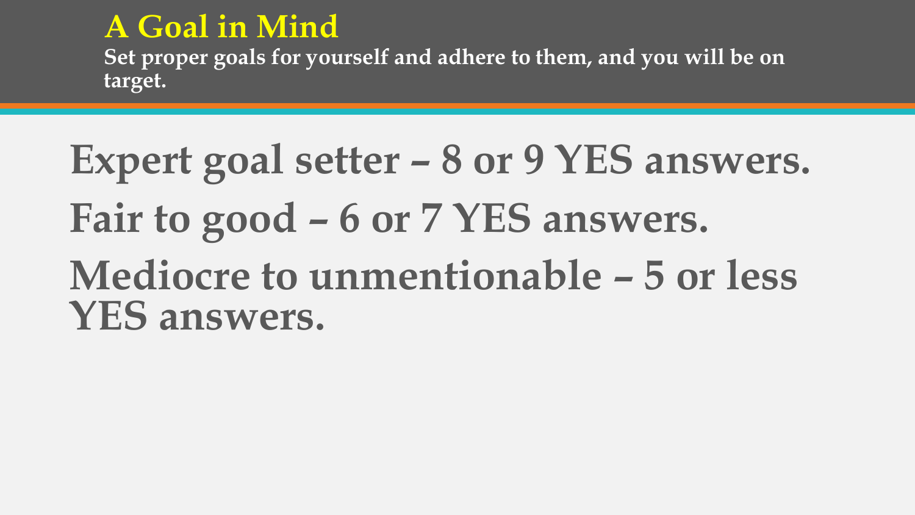# A Goal in Mind

**Set proper goals for yourself and adhere to them, and you will be on target.**

**Expert goal setter – 8 or 9 YES answers.**

**Fair to good – 6 or 7 YES answers.**

**Mediocre to unmentionable – 5 or less YES answers.**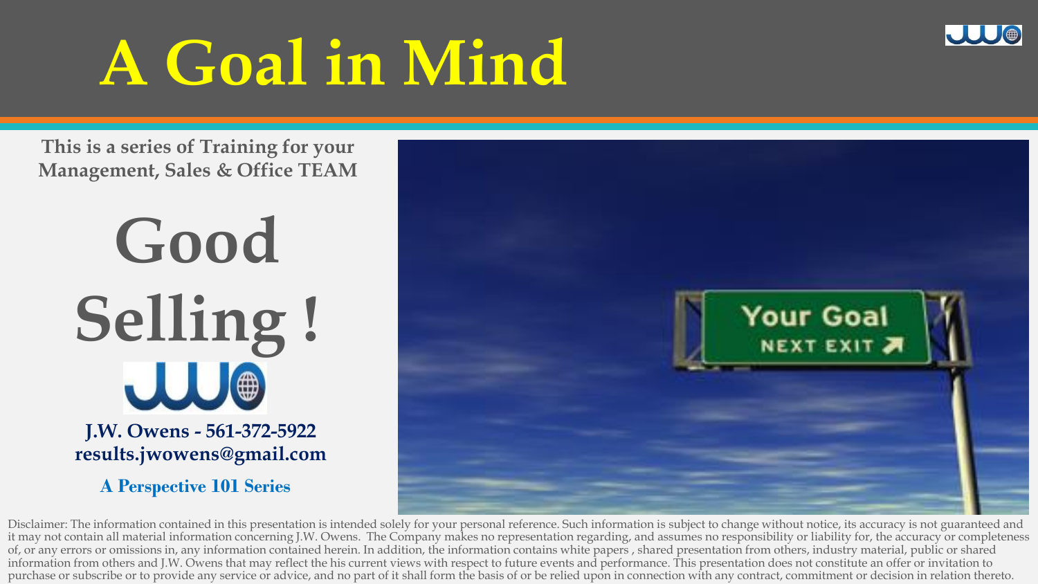# A Goal in Mind

**This is a series of Training for your Management, Sales & Office TEAM**

## Good Selling !

**J.W. Owens - 561-372-5922**
**results.jwowens@gmail.com**

**A Perspective 101 Series**

Disclaimer: The information contained in this presentation is intended solely for your personal reference. Such information is subject to change without notice, its accuracy is not guaranteed and it may not contain all material information concerning J.W. Owens. The Company makes no representation regarding, and assumes no responsibility or liability for, the accuracy or completeness of, or any errors or omissions in, any information contained herein. In addition, the information contains white papers , shared presentation from others, industry material, public or shared information from others and J.W. Owens that may reflect the his current views with respect to future events and performance. This presentation does not constitute an offer or invitation to purchase or subscribe or to provide any service or advice, and no part of it shall form the basis of or be relied upon in connection with any contract, commitment or decision in relation thereto.